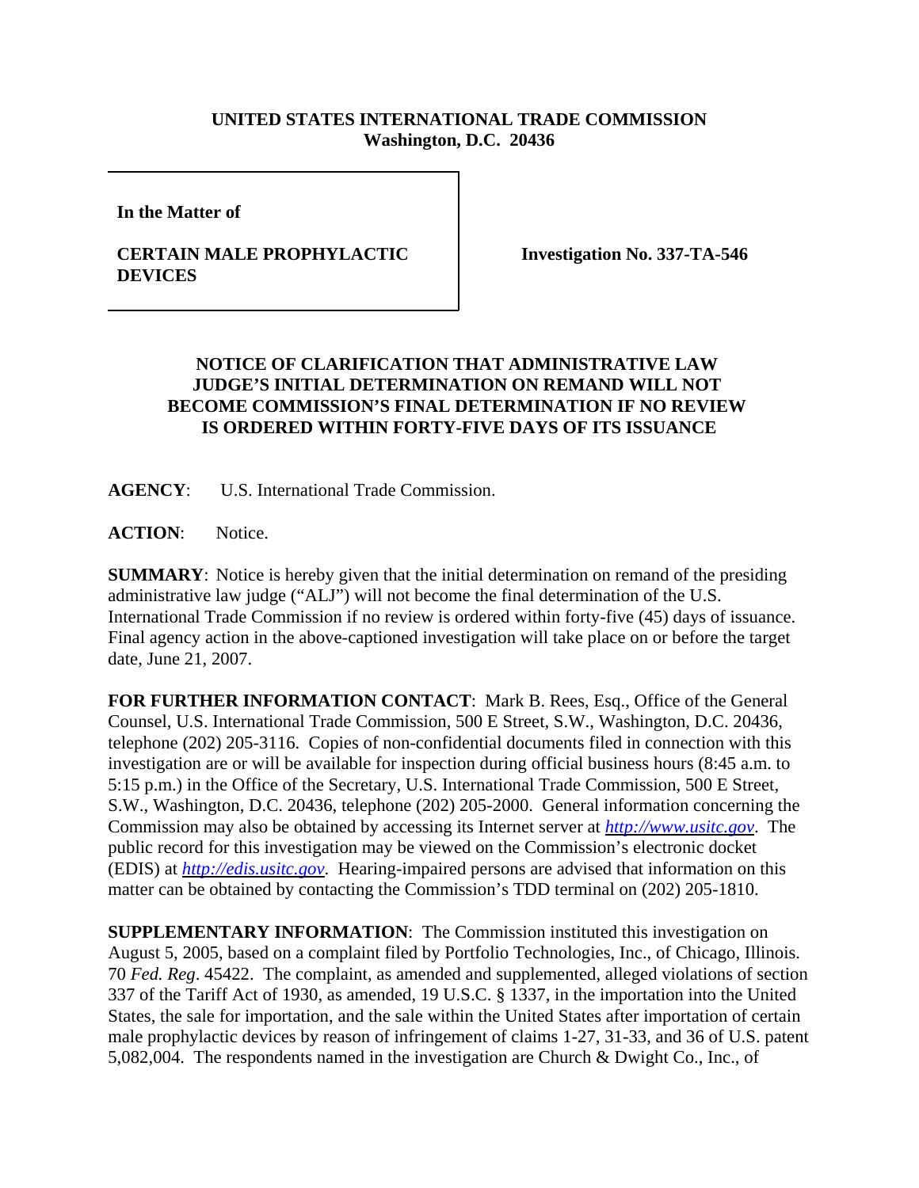**UNITED STATES INTERNATIONAL TRADE COMMISSION**
**Washington, D.C. 20436**

| In the Matter of<br><br>**CERTAIN MALE PROPHYLACTIC DEVICES** | **Investigation No. 337-TA-546** |
|---|---|

**NOTICE OF CLARIFICATION THAT ADMINISTRATIVE LAW JUDGE'S INITIAL DETERMINATION ON REMAND WILL NOT BECOME COMMISSION'S FINAL DETERMINATION IF NO REVIEW IS ORDERED WITHIN FORTY-FIVE DAYS OF ITS ISSUANCE**

**AGENCY**: U.S. International Trade Commission.

**ACTION**: Notice.

**SUMMARY**: Notice is hereby given that the initial determination on remand of the presiding administrative law judge ("ALJ") will not become the final determination of the U.S. International Trade Commission if no review is ordered within forty-five (45) days of issuance. Final agency action in the above-captioned investigation will take place on or before the target date, June 21, 2007.

**FOR FURTHER INFORMATION CONTACT**: Mark B. Rees, Esq., Office of the General Counsel, U.S. International Trade Commission, 500 E Street, S.W., Washington, D.C. 20436, telephone (202) 205-3116. Copies of non-confidential documents filed in connection with this investigation are or will be available for inspection during official business hours (8:45 a.m. to 5:15 p.m.) in the Office of the Secretary, U.S. International Trade Commission, 500 E Street, S.W., Washington, D.C. 20436, telephone (202) 205-2000. General information concerning the Commission may also be obtained by accessing its Internet server at *http://www.usitc.gov*. The public record for this investigation may be viewed on the Commission's electronic docket (EDIS) at *http://edis.usitc.gov*. Hearing-impaired persons are advised that information on this matter can be obtained by contacting the Commission's TDD terminal on (202) 205-1810.

**SUPPLEMENTARY INFORMATION**: The Commission instituted this investigation on August 5, 2005, based on a complaint filed by Portfolio Technologies, Inc., of Chicago, Illinois. 70 *Fed. Reg*. 45422. The complaint, as amended and supplemented, alleged violations of section 337 of the Tariff Act of 1930, as amended, 19 U.S.C. § 1337, in the importation into the United States, the sale for importation, and the sale within the United States after importation of certain male prophylactic devices by reason of infringement of claims 1-27, 31-33, and 36 of U.S. patent 5,082,004. The respondents named in the investigation are Church & Dwight Co., Inc., of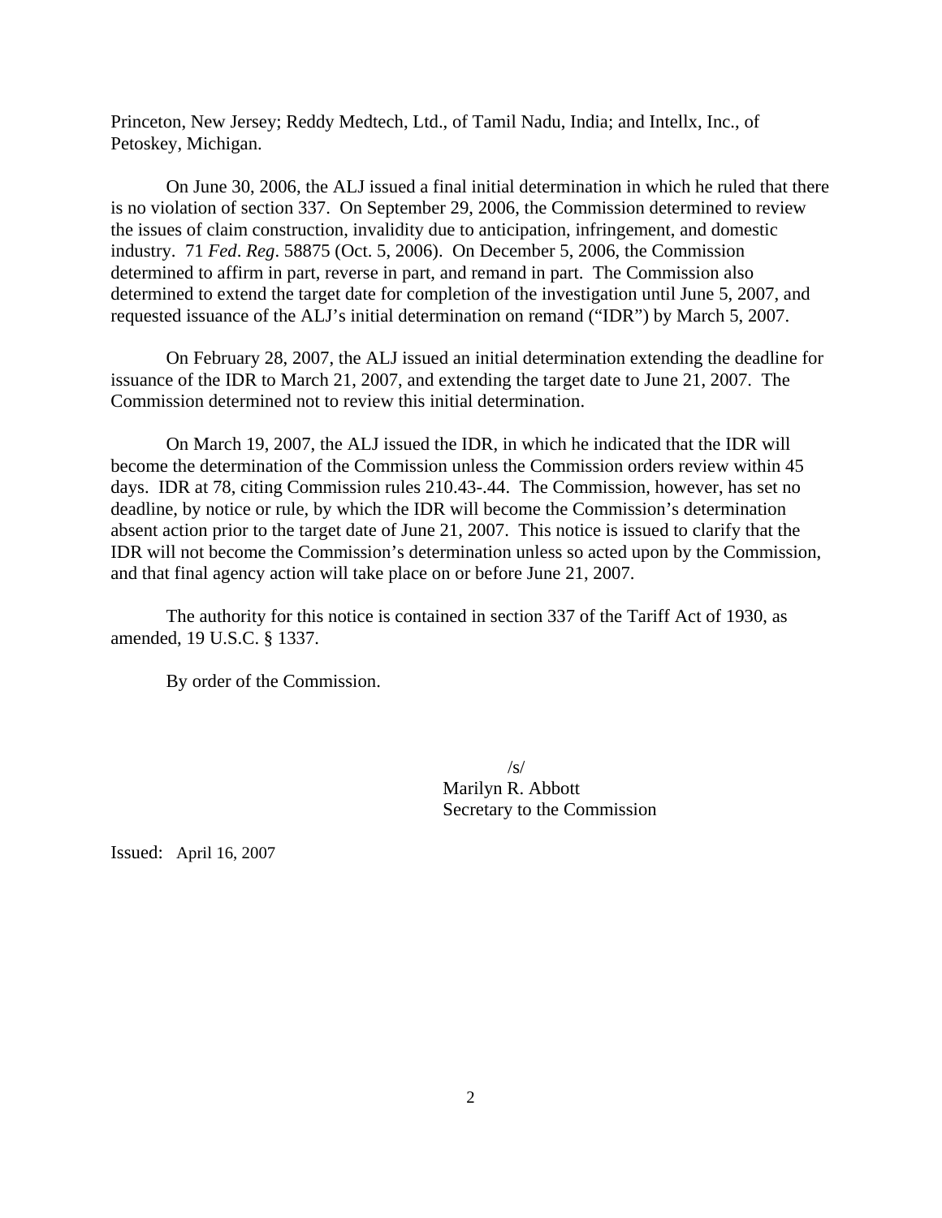Princeton, New Jersey; Reddy Medtech, Ltd., of Tamil Nadu, India; and Intellx, Inc., of Petoskey, Michigan.

On June 30, 2006, the ALJ issued a final initial determination in which he ruled that there is no violation of section 337. On September 29, 2006, the Commission determined to review the issues of claim construction, invalidity due to anticipation, infringement, and domestic industry. 71 *Fed*. *Reg*. 58875 (Oct. 5, 2006). On December 5, 2006, the Commission determined to affirm in part, reverse in part, and remand in part. The Commission also determined to extend the target date for completion of the investigation until June 5, 2007, and requested issuance of the ALJ's initial determination on remand ("IDR") by March 5, 2007.

On February 28, 2007, the ALJ issued an initial determination extending the deadline for issuance of the IDR to March 21, 2007, and extending the target date to June 21, 2007. The Commission determined not to review this initial determination.

On March 19, 2007, the ALJ issued the IDR, in which he indicated that the IDR will become the determination of the Commission unless the Commission orders review within 45 days. IDR at 78, citing Commission rules 210.43-.44. The Commission, however, has set no deadline, by notice or rule, by which the IDR will become the Commission's determination absent action prior to the target date of June 21, 2007. This notice is issued to clarify that the IDR will not become the Commission's determination unless so acted upon by the Commission, and that final agency action will take place on or before June 21, 2007.

The authority for this notice is contained in section 337 of the Tariff Act of 1930, as amended, 19 U.S.C. § 1337.

By order of the Commission.

/s/
Marilyn R. Abbott
Secretary to the Commission

Issued: April 16, 2007